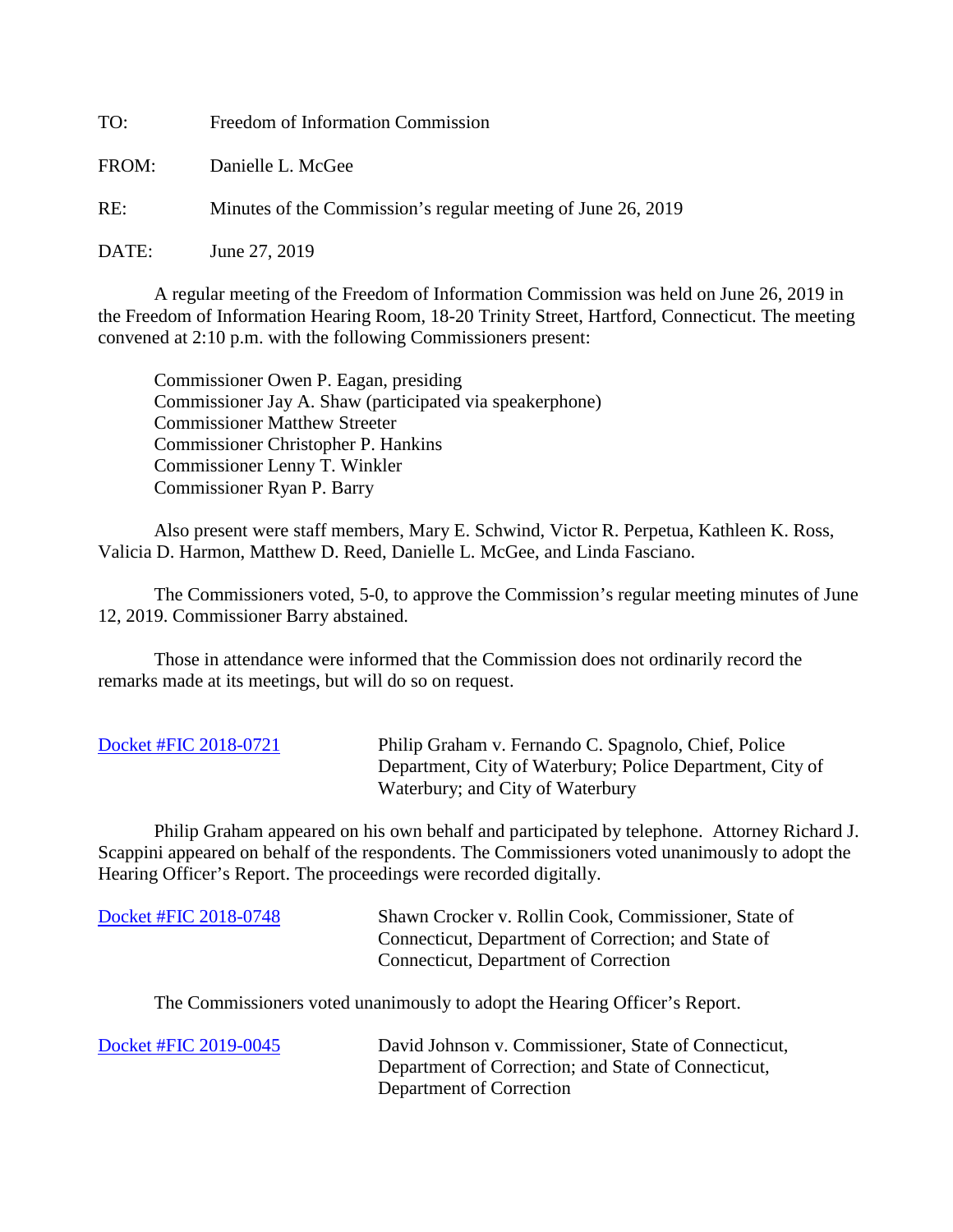TO: Freedom of Information Commission

FROM: Danielle L. McGee

RE: Minutes of the Commission's regular meeting of June 26, 2019

DATE: June 27, 2019

A regular meeting of the Freedom of Information Commission was held on June 26, 2019 in the Freedom of Information Hearing Room, 18-20 Trinity Street, Hartford, Connecticut. The meeting convened at 2:10 p.m. with the following Commissioners present:

Commissioner Owen P. Eagan, presiding
Commissioner Jay A. Shaw (participated via speakerphone)
Commissioner Matthew Streeter
Commissioner Christopher P. Hankins
Commissioner Lenny T. Winkler
Commissioner Ryan P. Barry

Also present were staff members, Mary E. Schwind, Victor R. Perpetua, Kathleen K. Ross, Valicia D. Harmon, Matthew D. Reed, Danielle L. McGee, and Linda Fasciano.

The Commissioners voted, 5-0, to approve the Commission's regular meeting minutes of June 12, 2019. Commissioner Barry abstained.

Those in attendance were informed that the Commission does not ordinarily record the remarks made at its meetings, but will do so on request.

Docket #FIC 2018-0721 — Philip Graham v. Fernando C. Spagnolo, Chief, Police Department, City of Waterbury; Police Department, City of Waterbury; and City of Waterbury

Philip Graham appeared on his own behalf and participated by telephone. Attorney Richard J. Scappini appeared on behalf of the respondents. The Commissioners voted unanimously to adopt the Hearing Officer's Report. The proceedings were recorded digitally.

Docket #FIC 2018-0748 — Shawn Crocker v. Rollin Cook, Commissioner, State of Connecticut, Department of Correction; and State of Connecticut, Department of Correction

The Commissioners voted unanimously to adopt the Hearing Officer's Report.

Docket #FIC 2019-0045 — David Johnson v. Commissioner, State of Connecticut, Department of Correction; and State of Connecticut, Department of Correction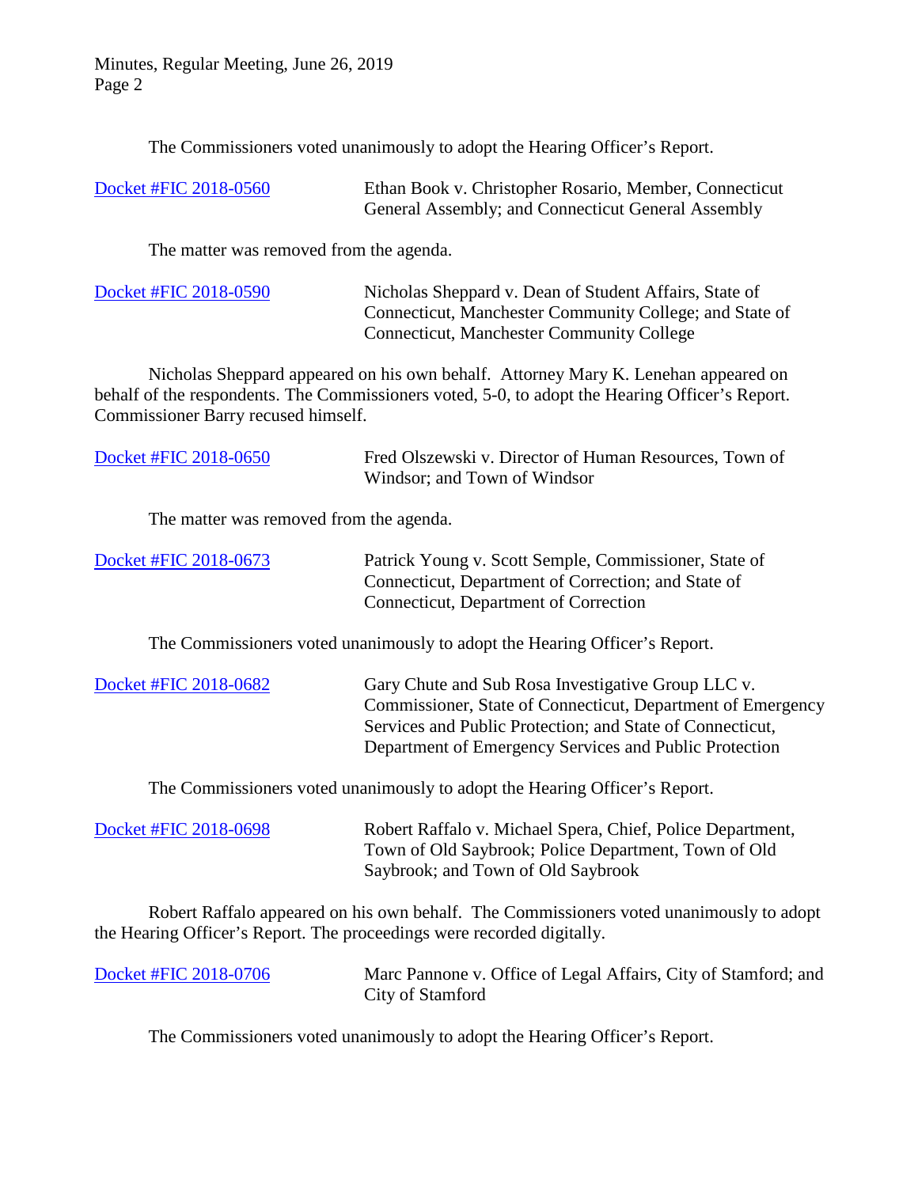The Commissioners voted unanimously to adopt the Hearing Officer's Report.

Docket #FIC 2018-0560 — Ethan Book v. Christopher Rosario, Member, Connecticut General Assembly; and Connecticut General Assembly

The matter was removed from the agenda.

Docket #FIC 2018-0590 — Nicholas Sheppard v. Dean of Student Affairs, State of Connecticut, Manchester Community College; and State of Connecticut, Manchester Community College

Nicholas Sheppard appeared on his own behalf. Attorney Mary K. Lenehan appeared on behalf of the respondents. The Commissioners voted, 5-0, to adopt the Hearing Officer's Report. Commissioner Barry recused himself.

Docket #FIC 2018-0650 — Fred Olszewski v. Director of Human Resources, Town of Windsor; and Town of Windsor

The matter was removed from the agenda.

Docket #FIC 2018-0673 — Patrick Young v. Scott Semple, Commissioner, State of Connecticut, Department of Correction; and State of Connecticut, Department of Correction

The Commissioners voted unanimously to adopt the Hearing Officer's Report.

Docket #FIC 2018-0682 — Gary Chute and Sub Rosa Investigative Group LLC v. Commissioner, State of Connecticut, Department of Emergency Services and Public Protection; and State of Connecticut, Department of Emergency Services and Public Protection

The Commissioners voted unanimously to adopt the Hearing Officer's Report.

Docket #FIC 2018-0698 — Robert Raffalo v. Michael Spera, Chief, Police Department, Town of Old Saybrook; Police Department, Town of Old Saybrook; and Town of Old Saybrook

Robert Raffalo appeared on his own behalf. The Commissioners voted unanimously to adopt the Hearing Officer's Report. The proceedings were recorded digitally.

Docket #FIC 2018-0706 — Marc Pannone v. Office of Legal Affairs, City of Stamford; and City of Stamford

The Commissioners voted unanimously to adopt the Hearing Officer's Report.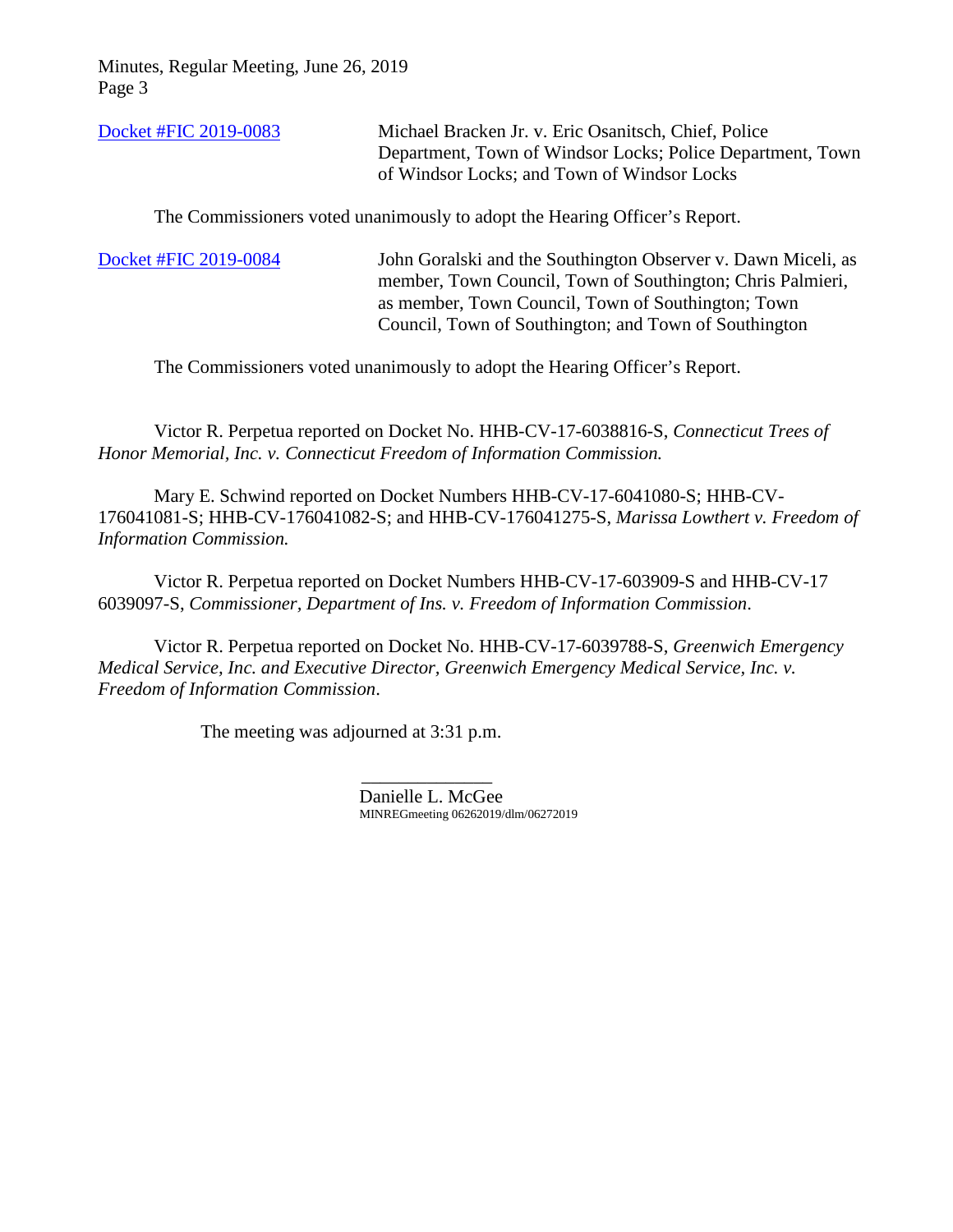[Docket #FIC 2019-0083](#) Michael Bracken Jr. v. Eric Osanitsch, Chief, Police Department, Town of Windsor Locks; Police Department, Town of Windsor Locks; and Town of Windsor Locks

The Commissioners voted unanimously to adopt the Hearing Officer's Report.

[Docket #FIC 2019-0084](#) John Goralski and the Southington Observer v. Dawn Miceli, as member, Town Council, Town of Southington; Chris Palmieri, as member, Town Council, Town of Southington; Town Council, Town of Southington; and Town of Southington

The Commissioners voted unanimously to adopt the Hearing Officer's Report.

Victor R. Perpetua reported on Docket No. HHB-CV-17-6038816-S, *Connecticut Trees of Honor Memorial, Inc. v. Connecticut Freedom of Information Commission.*

Mary E. Schwind reported on Docket Numbers HHB-CV-17-6041080-S; HHB-CV-176041081-S; HHB-CV-176041082-S; and HHB-CV-176041275-S, *Marissa Lowthert v. Freedom of Information Commission.*

Victor R. Perpetua reported on Docket Numbers HHB-CV-17-603909-S and HHB-CV-17 6039097-S, *Commissioner, Department of Ins. v. Freedom of Information Commission*.

Victor R. Perpetua reported on Docket No. HHB-CV-17-6039788-S, *Greenwich Emergency Medical Service, Inc. and Executive Director, Greenwich Emergency Medical Service, Inc. v. Freedom of Information Commission*.

The meeting was adjourned at 3:31 p.m.

\_\_\_\_\_\_\_\_\_\_\_\_\_\_

Danielle L. McGee

MINREGmeeting 06262019/dlm/06272019